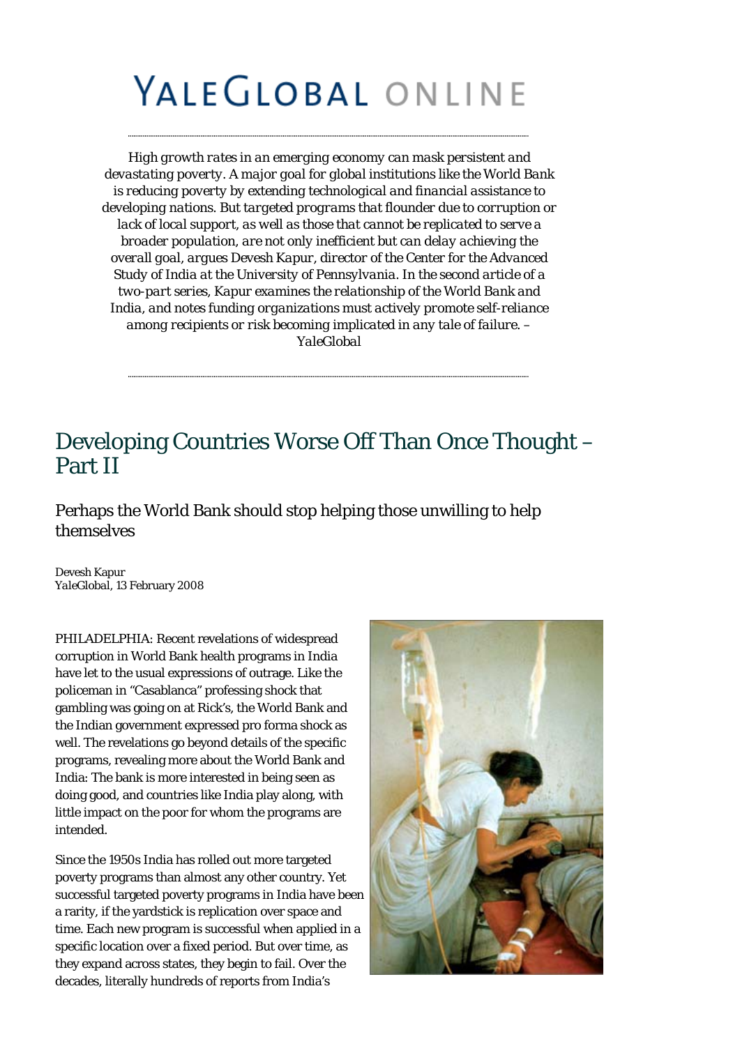# YaleGlobal online

*High growth rates in an emerging economy can mask persistent and devastating poverty. A major goal for global institutions like the World Bank is reducing poverty by extending technological and financial assistance to developing nations. But targeted programs that flounder due to corruption or lack of local support, as well as those that cannot be replicated to serve a broader population, are not only inefficient but can delay achieving the overall goal, argues Devesh Kapur, director of the Center for the Advanced Study of India at the University of Pennsylvania. In the second article of a two-part series, Kapur examines the relationship of the World Bank and India, and notes funding organizations must actively promote self-reliance among recipients or risk becoming implicated in any tale of failure. – YaleGlobal*

## Developing Countries Worse Off Than Once Thought – Part II

### Perhaps the World Bank should stop helping those unwilling to help themselves

Devesh Kapur
YaleGlobal, 13 February 2008

PHILADELPHIA: Recent revelations of widespread corruption in World Bank health programs in India have let to the usual expressions of outrage. Like the policeman in "Casablanca" professing shock that gambling was going on at Rick's, the World Bank and the Indian government expressed pro forma shock as well. The revelations go beyond details of the specific programs, revealing more about the World Bank and India: The bank is more interested in being seen as doing good, and countries like India play along, with little impact on the poor for whom the programs are intended.

Since the 1950s India has rolled out more targeted poverty programs than almost any other country. Yet successful targeted poverty programs in India have been a rarity, if the yardstick is replication over space and time. Each new program is successful when applied in a specific location over a fixed period. But over time, as they expand across states, they begin to fail. Over the decades, literally hundreds of reports from India's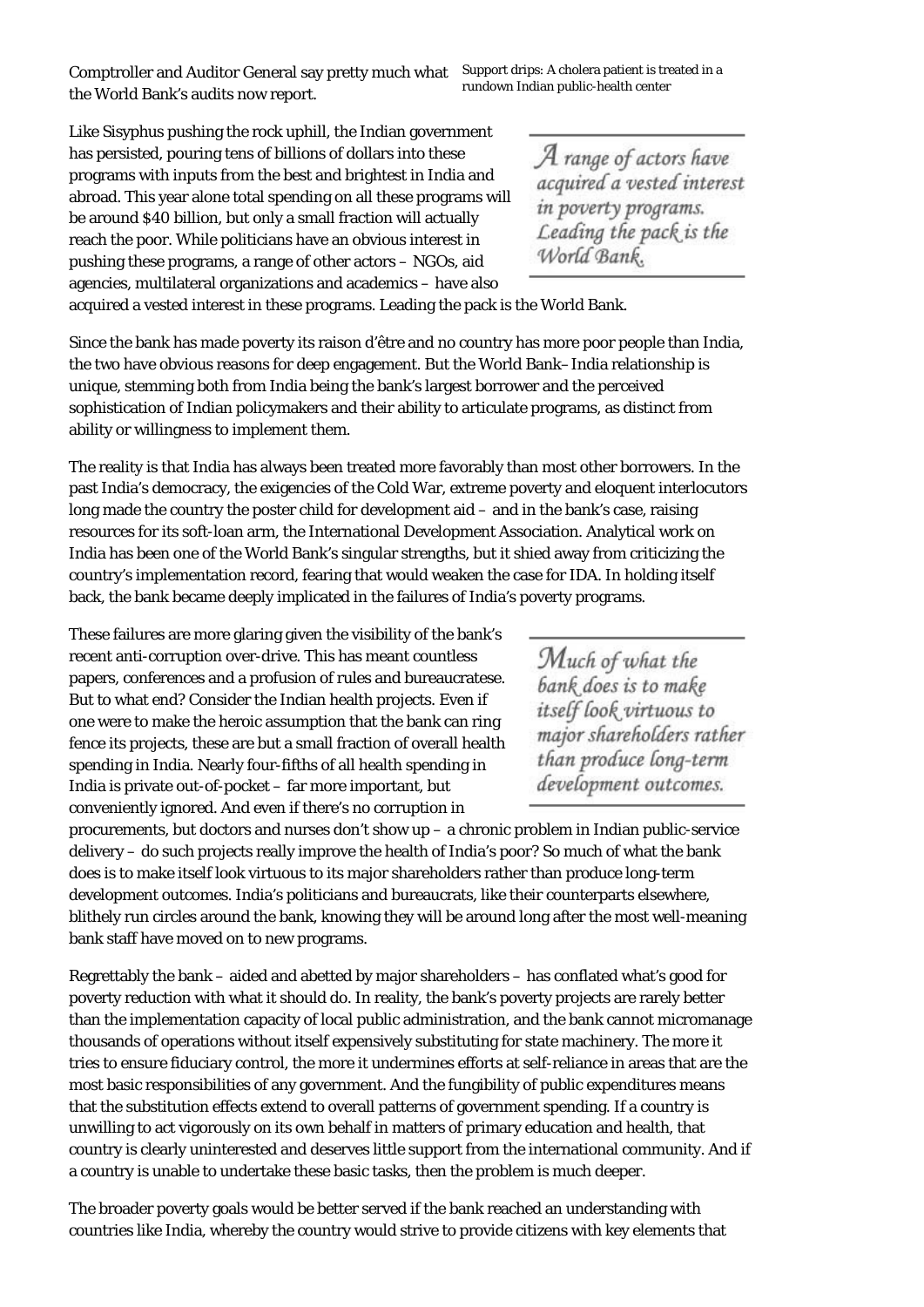Comptroller and Auditor General say pretty much what the World Bank's audits now report.

Support drips: A cholera patient is treated in a rundown Indian public-health center

Like Sisyphus pushing the rock uphill, the Indian government has persisted, pouring tens of billions of dollars into these programs with inputs from the best and brightest in India and abroad. This year alone total spending on all these programs will be around $40 billion, but only a small fraction will actually reach the poor. While politicians have an obvious interest in pushing these programs, a range of other actors – NGOs, aid agencies, multilateral organizations and academics – have also acquired a vested interest in these programs. Leading the pack is the World Bank.

*A range of actors have acquired a vested interest in poverty programs. Leading the pack is the World Bank.*

Since the bank has made poverty its raison d'être and no country has more poor people than India, the two have obvious reasons for deep engagement. But the World Bank–India relationship is unique, stemming both from India being the bank's largest borrower and the perceived sophistication of Indian policymakers and their ability to articulate programs, as distinct from ability or willingness to implement them.

The reality is that India has always been treated more favorably than most other borrowers. In the past India's democracy, the exigencies of the Cold War, extreme poverty and eloquent interlocutors long made the country the poster child for development aid – and in the bank's case, raising resources for its soft-loan arm, the International Development Association. Analytical work on India has been one of the World Bank's singular strengths, but it shied away from criticizing the country's implementation record, fearing that would weaken the case for IDA. In holding itself back, the bank became deeply implicated in the failures of India's poverty programs.

These failures are more glaring given the visibility of the bank's recent anti-corruption over-drive. This has meant countless papers, conferences and a profusion of rules and bureaucratese. But to what end? Consider the Indian health projects. Even if one were to make the heroic assumption that the bank can ring fence its projects, these are but a small fraction of overall health spending in India. Nearly four-fifths of all health spending in India is private out-of-pocket – far more important, but conveniently ignored. And even if there's no corruption in procurements, but doctors and nurses don't show up – a chronic problem in Indian public-service delivery – do such projects really improve the health of India's poor? So much of what the bank does is to make itself look virtuous to its major shareholders rather than produce long-term development outcomes. India's politicians and bureaucrats, like their counterparts elsewhere, blithely run circles around the bank, knowing they will be around long after the most well-meaning bank staff have moved on to new programs.

*Much of what the bank does is to make itself look virtuous to major shareholders rather than produce long-term development outcomes.*

Regrettably the bank – aided and abetted by major shareholders – has conflated what's good for poverty reduction with what it should do. In reality, the bank's poverty projects are rarely better than the implementation capacity of local public administration, and the bank cannot micromanage thousands of operations without itself expensively substituting for state machinery. The more it tries to ensure fiduciary control, the more it undermines efforts at self-reliance in areas that are the most basic responsibilities of any government. And the fungibility of public expenditures means that the substitution effects extend to overall patterns of government spending. If a country is unwilling to act vigorously on its own behalf in matters of primary education and health, that country is clearly uninterested and deserves little support from the international community. And if a country is unable to undertake these basic tasks, then the problem is much deeper.

The broader poverty goals would be better served if the bank reached an understanding with countries like India, whereby the country would strive to provide citizens with key elements that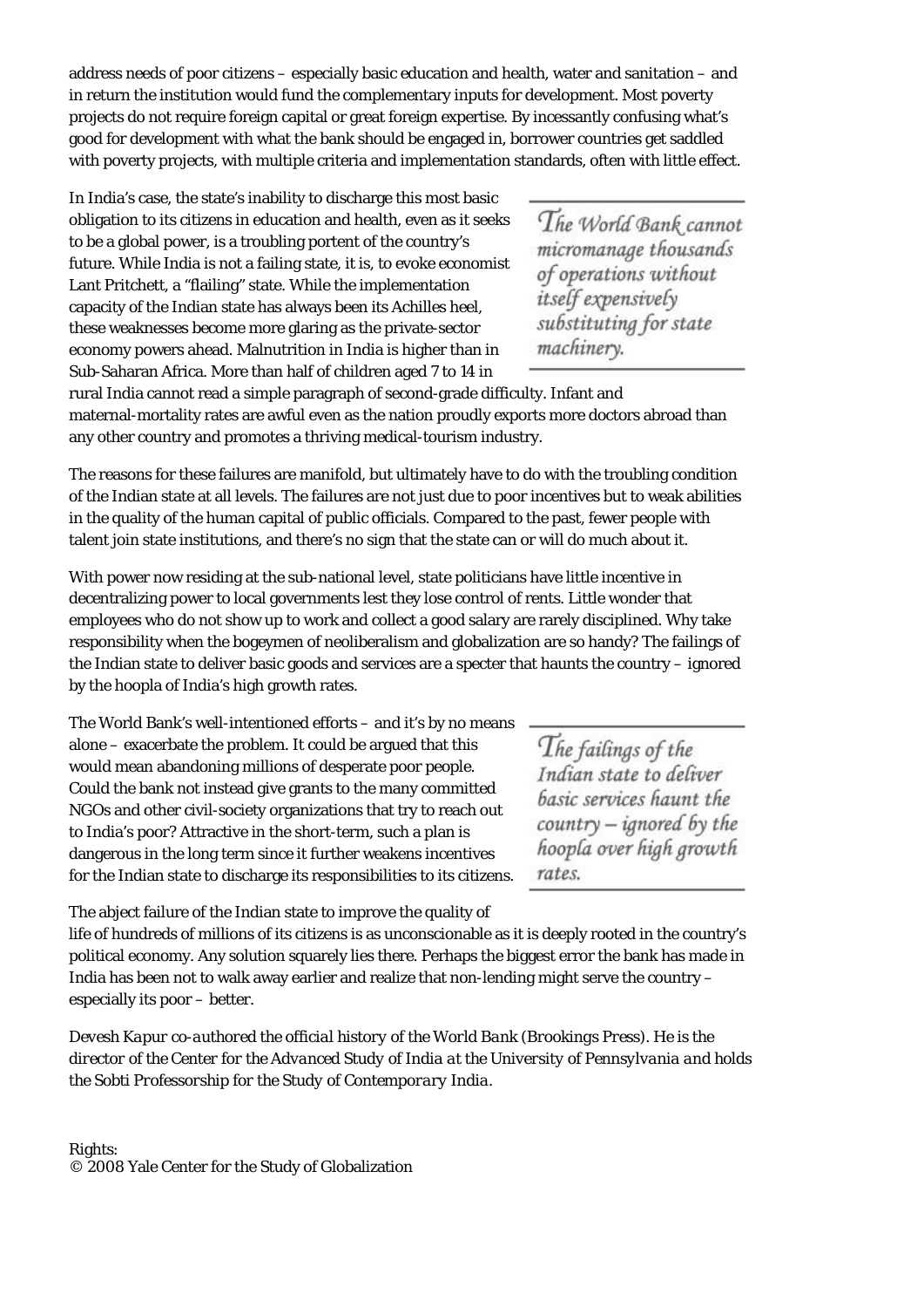address needs of poor citizens – especially basic education and health, water and sanitation – and in return the institution would fund the complementary inputs for development. Most poverty projects do not require foreign capital or great foreign expertise. By incessantly confusing what's good for development with what the bank should be engaged in, borrower countries get saddled with poverty projects, with multiple criteria and implementation standards, often with little effect.

In India's case, the state's inability to discharge this most basic obligation to its citizens in education and health, even as it seeks to be a global power, is a troubling portent of the country's future. While India is not a failing state, it is, to evoke economist Lant Pritchett, a "flailing" state. While the implementation capacity of the Indian state has always been its Achilles heel, these weaknesses become more glaring as the private-sector economy powers ahead. Malnutrition in India is higher than in Sub-Saharan Africa. More than half of children aged 7 to 14 in rural India cannot read a simple paragraph of second-grade difficulty. Infant and maternal-mortality rates are awful even as the nation proudly exports more doctors abroad than any other country and promotes a thriving medical-tourism industry.

*The World Bank cannot micromanage thousands of operations without itself expensively substituting for state machinery.*

The reasons for these failures are manifold, but ultimately have to do with the troubling condition of the Indian state at all levels. The failures are not just due to poor incentives but to weak abilities in the quality of the human capital of public officials. Compared to the past, fewer people with talent join state institutions, and there's no sign that the state can or will do much about it.

With power now residing at the sub-national level, state politicians have little incentive in decentralizing power to local governments lest they lose control of rents. Little wonder that employees who do not show up to work and collect a good salary are rarely disciplined. Why take responsibility when the bogeymen of neoliberalism and globalization are so handy? The failings of the Indian state to deliver basic goods and services are a specter that haunts the country – ignored by the hoopla of India's high growth rates.

The World Bank's well-intentioned efforts – and it's by no means alone – exacerbate the problem. It could be argued that this would mean abandoning millions of desperate poor people. Could the bank not instead give grants to the many committed NGOs and other civil-society organizations that try to reach out to India's poor? Attractive in the short-term, such a plan is dangerous in the long term since it further weakens incentives for the Indian state to discharge its responsibilities to its citizens.

*The failings of the Indian state to deliver basic services haunt the country – ignored by the hoopla over high growth rates.*

The abject failure of the Indian state to improve the quality of life of hundreds of millions of its citizens is as unconscionable as it is deeply rooted in the country's political economy. Any solution squarely lies there. Perhaps the biggest error the bank has made in India has been not to walk away earlier and realize that non-lending might serve the country – especially its poor – better.

*Devesh Kapur co-authored the official history of the World Bank (Brookings Press). He is the director of the Center for the Advanced Study of India at the University of Pennsylvania and holds the Sobti Professorship for the Study of Contemporary India.*

Rights:
© 2008 Yale Center for the Study of Globalization